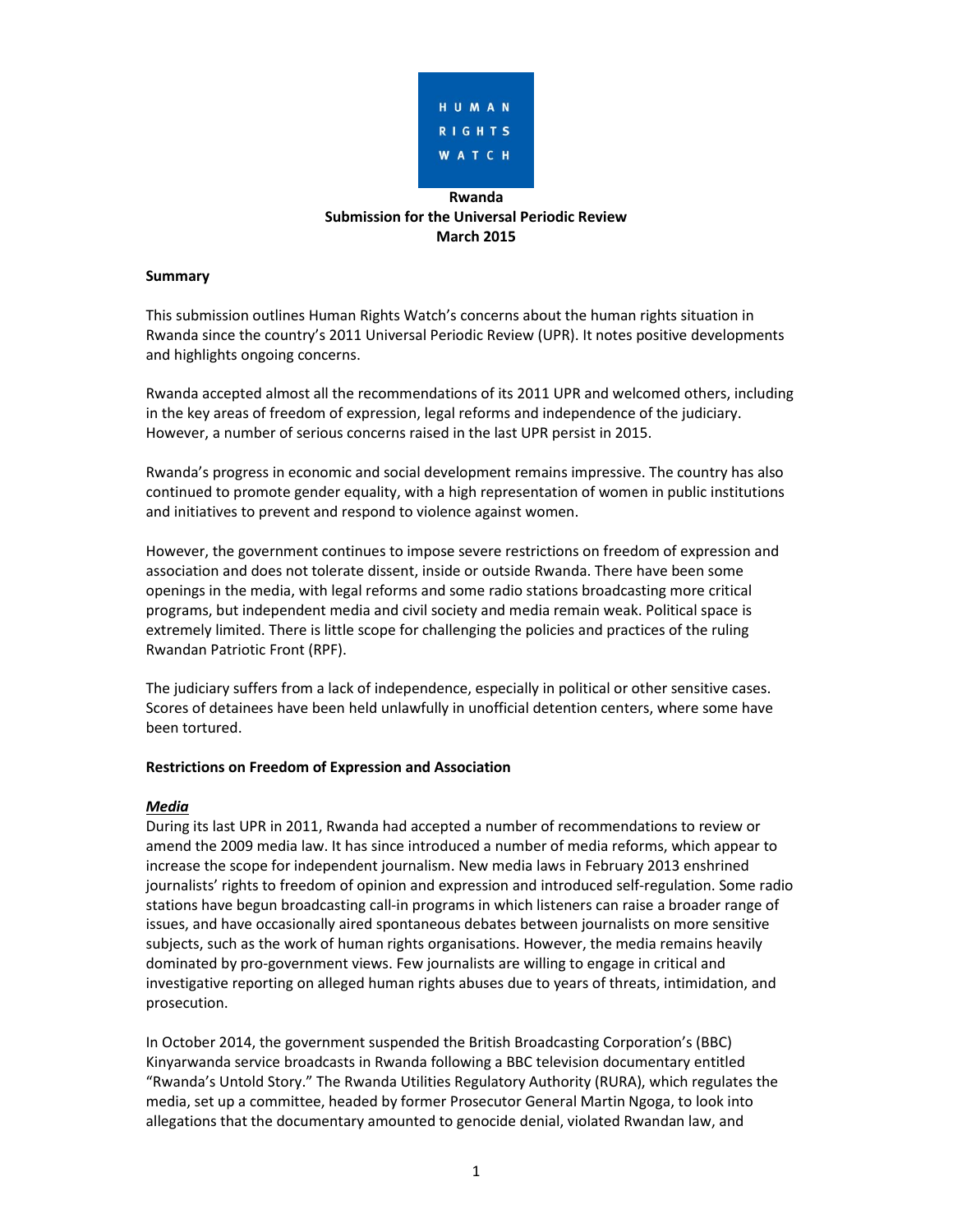HUMAN RIGHTS WATCH

**Rwanda**
**Submission for the Universal Periodic Review**
**March 2015**

**Summary**

This submission outlines Human Rights Watch's concerns about the human rights situation in Rwanda since the country's 2011 Universal Periodic Review (UPR). It notes positive developments and highlights ongoing concerns.

Rwanda accepted almost all the recommendations of its 2011 UPR and welcomed others, including in the key areas of freedom of expression, legal reforms and independence of the judiciary. However, a number of serious concerns raised in the last UPR persist in 2015.

Rwanda's progress in economic and social development remains impressive. The country has also continued to promote gender equality, with a high representation of women in public institutions and initiatives to prevent and respond to violence against women.

However, the government continues to impose severe restrictions on freedom of expression and association and does not tolerate dissent, inside or outside Rwanda. There have been some openings in the media, with legal reforms and some radio stations broadcasting more critical programs, but independent media and civil society and media remain weak. Political space is extremely limited. There is little scope for challenging the policies and practices of the ruling Rwandan Patriotic Front (RPF).

The judiciary suffers from a lack of independence, especially in political or other sensitive cases. Scores of detainees have been held unlawfully in unofficial detention centers, where some have been tortured.

**Restrictions on Freedom of Expression and Association**

***Media***

During its last UPR in 2011, Rwanda had accepted a number of recommendations to review or amend the 2009 media law. It has since introduced a number of media reforms, which appear to increase the scope for independent journalism. New media laws in February 2013 enshrined journalists' rights to freedom of opinion and expression and introduced self-regulation. Some radio stations have begun broadcasting call-in programs in which listeners can raise a broader range of issues, and have occasionally aired spontaneous debates between journalists on more sensitive subjects, such as the work of human rights organisations. However, the media remains heavily dominated by pro-government views. Few journalists are willing to engage in critical and investigative reporting on alleged human rights abuses due to years of threats, intimidation, and prosecution.

In October 2014, the government suspended the British Broadcasting Corporation's (BBC) Kinyarwanda service broadcasts in Rwanda following a BBC television documentary entitled "Rwanda's Untold Story." The Rwanda Utilities Regulatory Authority (RURA), which regulates the media, set up a committee, headed by former Prosecutor General Martin Ngoga, to look into allegations that the documentary amounted to genocide denial, violated Rwandan law, and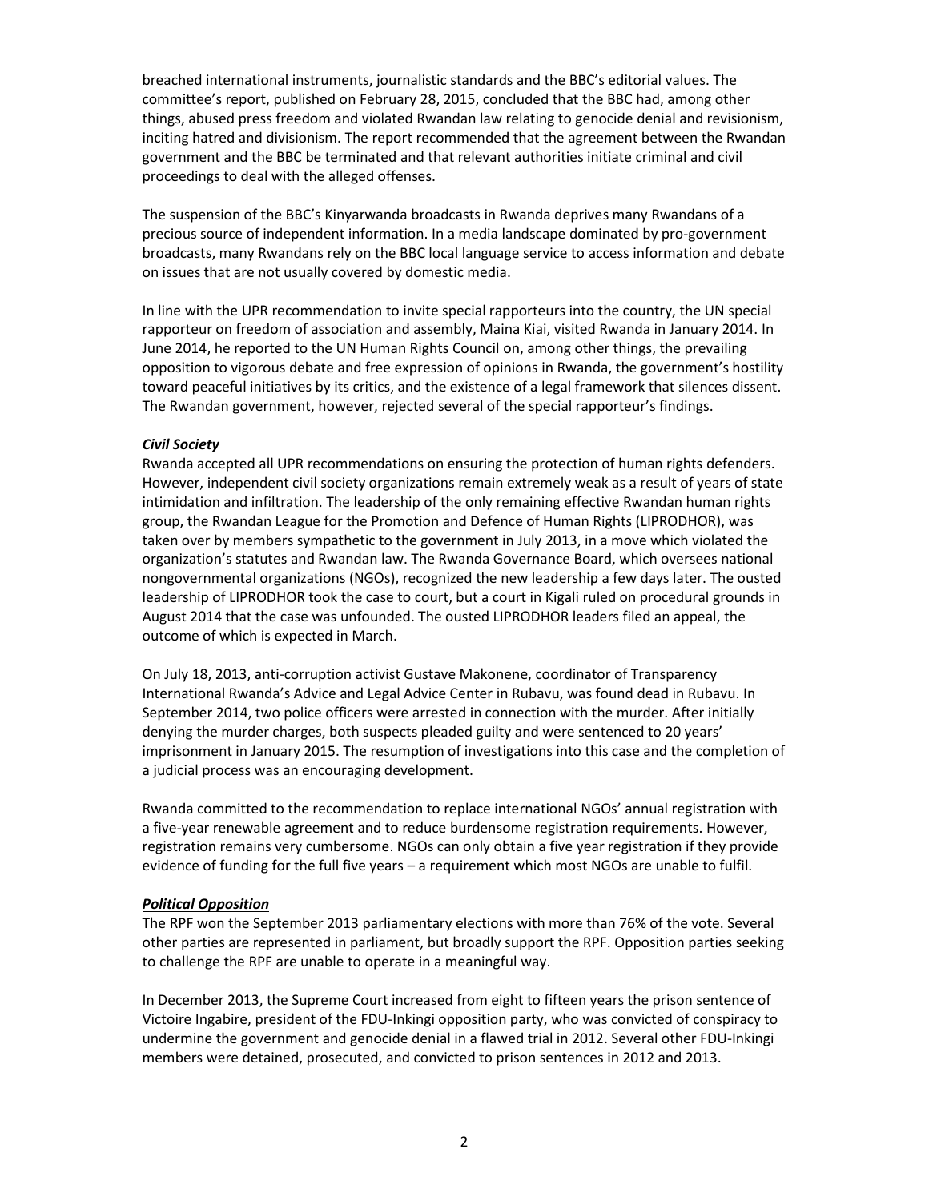breached international instruments, journalistic standards and the BBC's editorial values. The committee's report, published on February 28, 2015, concluded that the BBC had, among other things, abused press freedom and violated Rwandan law relating to genocide denial and revisionism, inciting hatred and divisionism. The report recommended that the agreement between the Rwandan government and the BBC be terminated and that relevant authorities initiate criminal and civil proceedings to deal with the alleged offenses.

The suspension of the BBC's Kinyarwanda broadcasts in Rwanda deprives many Rwandans of a precious source of independent information. In a media landscape dominated by pro-government broadcasts, many Rwandans rely on the BBC local language service to access information and debate on issues that are not usually covered by domestic media.

In line with the UPR recommendation to invite special rapporteurs into the country, the UN special rapporteur on freedom of association and assembly, Maina Kiai, visited Rwanda in January 2014. In June 2014, he reported to the UN Human Rights Council on, among other things, the prevailing opposition to vigorous debate and free expression of opinions in Rwanda, the government's hostility toward peaceful initiatives by its critics, and the existence of a legal framework that silences dissent. The Rwandan government, however, rejected several of the special rapporteur's findings.

***Civil Society***

Rwanda accepted all UPR recommendations on ensuring the protection of human rights defenders. However, independent civil society organizations remain extremely weak as a result of years of state intimidation and infiltration. The leadership of the only remaining effective Rwandan human rights group, the Rwandan League for the Promotion and Defence of Human Rights (LIPRODHOR), was taken over by members sympathetic to the government in July 2013, in a move which violated the organization's statutes and Rwandan law. The Rwanda Governance Board, which oversees national nongovernmental organizations (NGOs), recognized the new leadership a few days later. The ousted leadership of LIPRODHOR took the case to court, but a court in Kigali ruled on procedural grounds in August 2014 that the case was unfounded. The ousted LIPRODHOR leaders filed an appeal, the outcome of which is expected in March.

On July 18, 2013, anti-corruption activist Gustave Makonene, coordinator of Transparency International Rwanda's Advice and Legal Advice Center in Rubavu, was found dead in Rubavu. In September 2014, two police officers were arrested in connection with the murder. After initially denying the murder charges, both suspects pleaded guilty and were sentenced to 20 years' imprisonment in January 2015. The resumption of investigations into this case and the completion of a judicial process was an encouraging development.

Rwanda committed to the recommendation to replace international NGOs' annual registration with a five-year renewable agreement and to reduce burdensome registration requirements. However, registration remains very cumbersome. NGOs can only obtain a five year registration if they provide evidence of funding for the full five years – a requirement which most NGOs are unable to fulfil.

***Political Opposition***

The RPF won the September 2013 parliamentary elections with more than 76% of the vote. Several other parties are represented in parliament, but broadly support the RPF. Opposition parties seeking to challenge the RPF are unable to operate in a meaningful way.

In December 2013, the Supreme Court increased from eight to fifteen years the prison sentence of Victoire Ingabire, president of the FDU-Inkingi opposition party, who was convicted of conspiracy to undermine the government and genocide denial in a flawed trial in 2012. Several other FDU-Inkingi members were detained, prosecuted, and convicted to prison sentences in 2012 and 2013.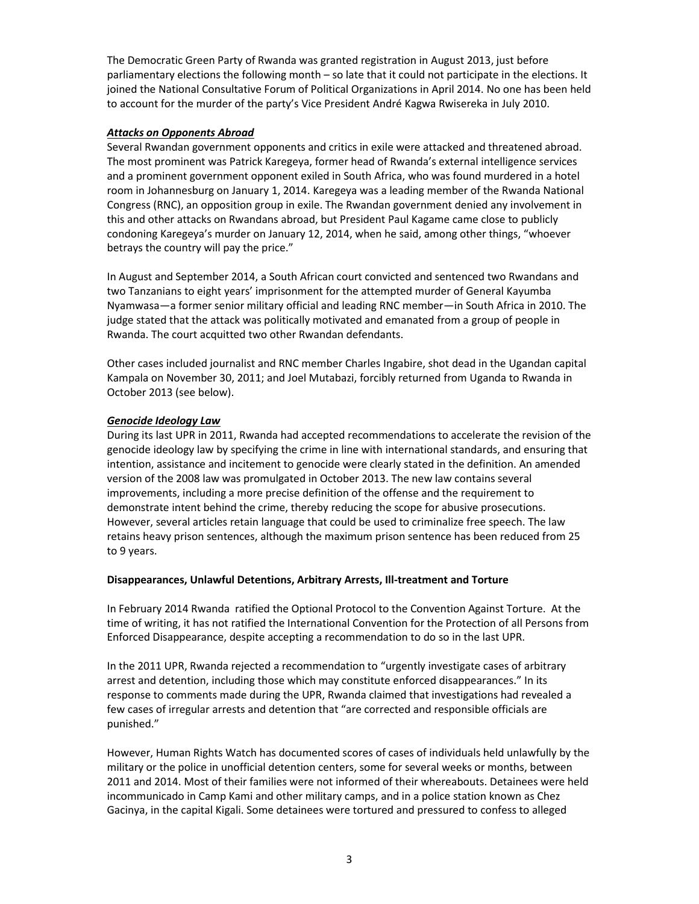The Democratic Green Party of Rwanda was granted registration in August 2013, just before parliamentary elections the following month – so late that it could not participate in the elections. It joined the National Consultative Forum of Political Organizations in April 2014. No one has been held to account for the murder of the party's Vice President André Kagwa Rwisereka in July 2010.

***Attacks on Opponents Abroad***

Several Rwandan government opponents and critics in exile were attacked and threatened abroad. The most prominent was Patrick Karegeya, former head of Rwanda's external intelligence services and a prominent government opponent exiled in South Africa, who was found murdered in a hotel room in Johannesburg on January 1, 2014. Karegeya was a leading member of the Rwanda National Congress (RNC), an opposition group in exile. The Rwandan government denied any involvement in this and other attacks on Rwandans abroad, but President Paul Kagame came close to publicly condoning Karegeya's murder on January 12, 2014, when he said, among other things, "whoever betrays the country will pay the price."

In August and September 2014, a South African court convicted and sentenced two Rwandans and two Tanzanians to eight years' imprisonment for the attempted murder of General Kayumba Nyamwasa—a former senior military official and leading RNC member—in South Africa in 2010. The judge stated that the attack was politically motivated and emanated from a group of people in Rwanda. The court acquitted two other Rwandan defendants.

Other cases included journalist and RNC member Charles Ingabire, shot dead in the Ugandan capital Kampala on November 30, 2011; and Joel Mutabazi, forcibly returned from Uganda to Rwanda in October 2013 (see below).

***Genocide Ideology Law***

During its last UPR in 2011, Rwanda had accepted recommendations to accelerate the revision of the genocide ideology law by specifying the crime in line with international standards, and ensuring that intention, assistance and incitement to genocide were clearly stated in the definition. An amended version of the 2008 law was promulgated in October 2013. The new law contains several improvements, including a more precise definition of the offense and the requirement to demonstrate intent behind the crime, thereby reducing the scope for abusive prosecutions. However, several articles retain language that could be used to criminalize free speech. The law retains heavy prison sentences, although the maximum prison sentence has been reduced from 25 to 9 years.

**Disappearances, Unlawful Detentions, Arbitrary Arrests, Ill-treatment and Torture**

In February 2014 Rwanda ratified the Optional Protocol to the Convention Against Torture. At the time of writing, it has not ratified the International Convention for the Protection of all Persons from Enforced Disappearance, despite accepting a recommendation to do so in the last UPR.

In the 2011 UPR, Rwanda rejected a recommendation to "urgently investigate cases of arbitrary arrest and detention, including those which may constitute enforced disappearances." In its response to comments made during the UPR, Rwanda claimed that investigations had revealed a few cases of irregular arrests and detention that "are corrected and responsible officials are punished."

However, Human Rights Watch has documented scores of cases of individuals held unlawfully by the military or the police in unofficial detention centers, some for several weeks or months, between 2011 and 2014. Most of their families were not informed of their whereabouts. Detainees were held incommunicado in Camp Kami and other military camps, and in a police station known as Chez Gacinya, in the capital Kigali. Some detainees were tortured and pressured to confess to alleged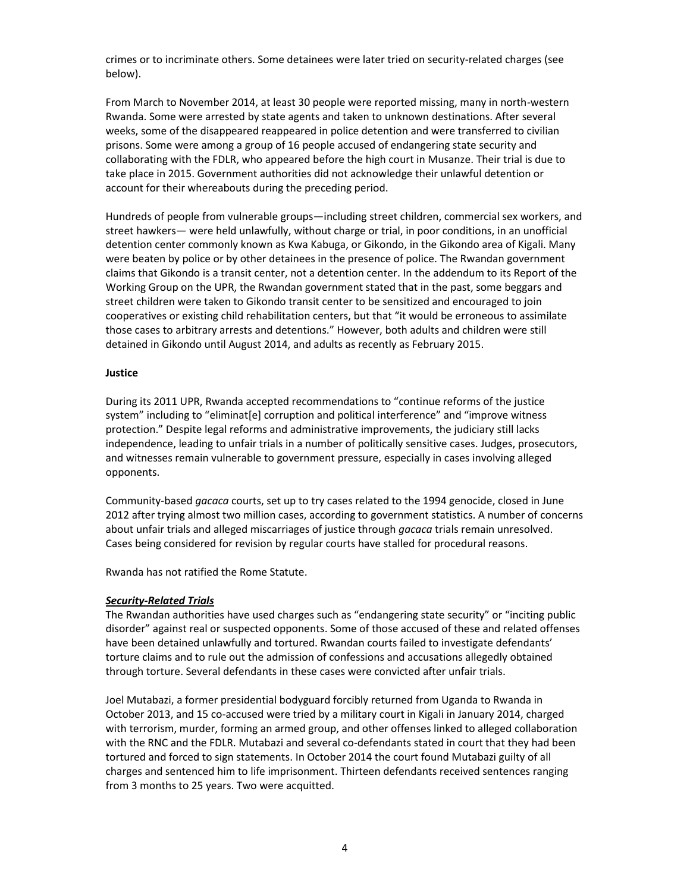crimes or to incriminate others. Some detainees were later tried on security-related charges (see below).

From March to November 2014, at least 30 people were reported missing, many in north-western Rwanda. Some were arrested by state agents and taken to unknown destinations. After several weeks, some of the disappeared reappeared in police detention and were transferred to civilian prisons. Some were among a group of 16 people accused of endangering state security and collaborating with the FDLR, who appeared before the high court in Musanze. Their trial is due to take place in 2015. Government authorities did not acknowledge their unlawful detention or account for their whereabouts during the preceding period.

Hundreds of people from vulnerable groups—including street children, commercial sex workers, and street hawkers— were held unlawfully, without charge or trial, in poor conditions, in an unofficial detention center commonly known as Kwa Kabuga, or Gikondo, in the Gikondo area of Kigali. Many were beaten by police or by other detainees in the presence of police. The Rwandan government claims that Gikondo is a transit center, not a detention center. In the addendum to its Report of the Working Group on the UPR, the Rwandan government stated that in the past, some beggars and street children were taken to Gikondo transit center to be sensitized and encouraged to join cooperatives or existing child rehabilitation centers, but that "it would be erroneous to assimilate those cases to arbitrary arrests and detentions." However, both adults and children were still detained in Gikondo until August 2014, and adults as recently as February 2015.

**Justice**

During its 2011 UPR, Rwanda accepted recommendations to "continue reforms of the justice system" including to "eliminat[e] corruption and political interference" and "improve witness protection." Despite legal reforms and administrative improvements, the judiciary still lacks independence, leading to unfair trials in a number of politically sensitive cases. Judges, prosecutors, and witnesses remain vulnerable to government pressure, especially in cases involving alleged opponents.

Community-based *gacaca* courts, set up to try cases related to the 1994 genocide, closed in June 2012 after trying almost two million cases, according to government statistics. A number of concerns about unfair trials and alleged miscarriages of justice through *gacaca* trials remain unresolved. Cases being considered for revision by regular courts have stalled for procedural reasons.

Rwanda has not ratified the Rome Statute.

***Security-Related Trials***

The Rwandan authorities have used charges such as "endangering state security" or "inciting public disorder" against real or suspected opponents. Some of those accused of these and related offenses have been detained unlawfully and tortured. Rwandan courts failed to investigate defendants' torture claims and to rule out the admission of confessions and accusations allegedly obtained through torture. Several defendants in these cases were convicted after unfair trials.

Joel Mutabazi, a former presidential bodyguard forcibly returned from Uganda to Rwanda in October 2013, and 15 co-accused were tried by a military court in Kigali in January 2014, charged with terrorism, murder, forming an armed group, and other offenses linked to alleged collaboration with the RNC and the FDLR. Mutabazi and several co-defendants stated in court that they had been tortured and forced to sign statements. In October 2014 the court found Mutabazi guilty of all charges and sentenced him to life imprisonment. Thirteen defendants received sentences ranging from 3 months to 25 years. Two were acquitted.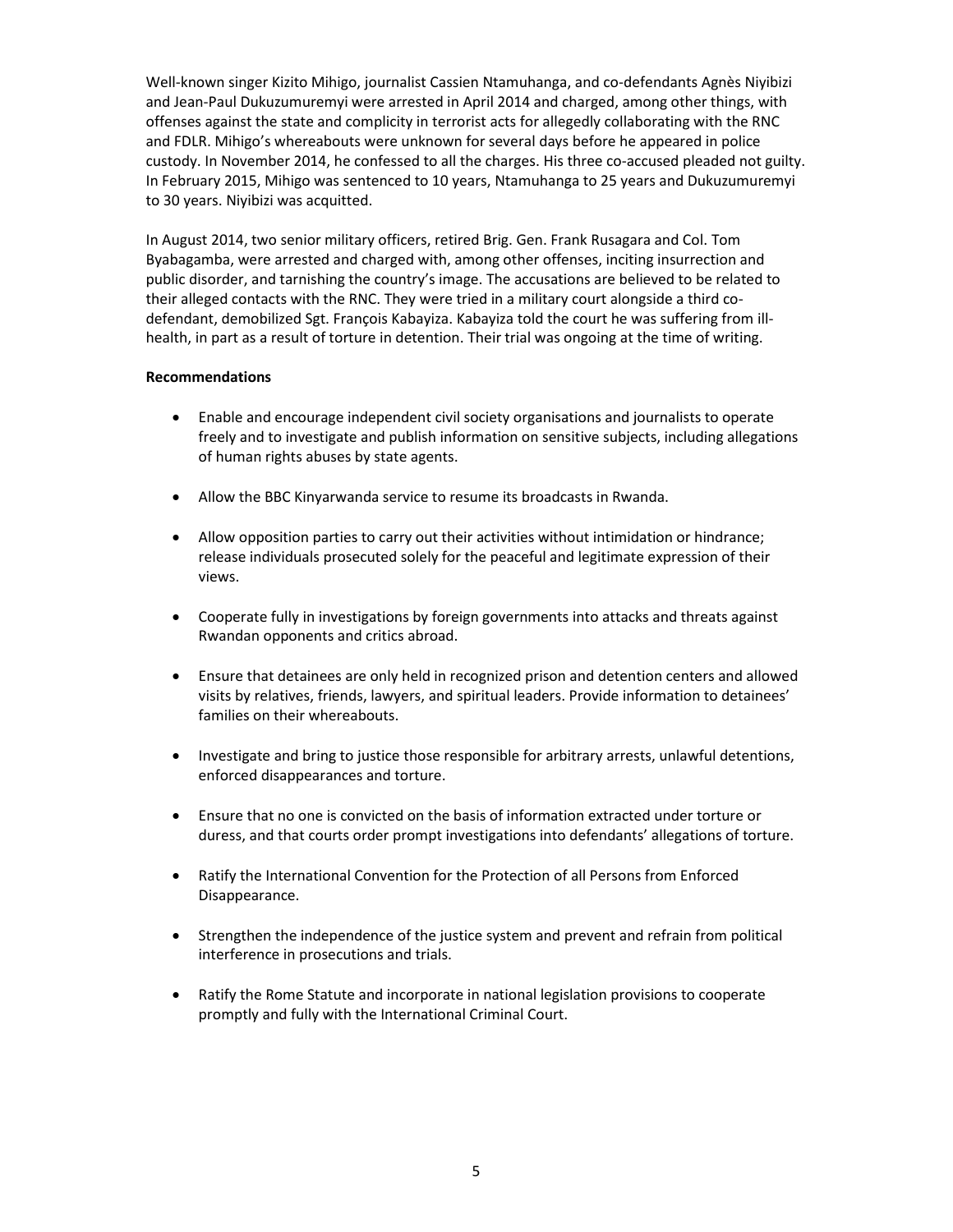Well-known singer Kizito Mihigo, journalist Cassien Ntamuhanga, and co-defendants Agnès Niyibizi and Jean-Paul Dukuzumuremyi were arrested in April 2014 and charged, among other things, with offenses against the state and complicity in terrorist acts for allegedly collaborating with the RNC and FDLR. Mihigo's whereabouts were unknown for several days before he appeared in police custody. In November 2014, he confessed to all the charges. His three co-accused pleaded not guilty. In February 2015, Mihigo was sentenced to 10 years, Ntamuhanga to 25 years and Dukuzumuremyi to 30 years. Niyibizi was acquitted.

In August 2014, two senior military officers, retired Brig. Gen. Frank Rusagara and Col. Tom Byabagamba, were arrested and charged with, among other offenses, inciting insurrection and public disorder, and tarnishing the country's image. The accusations are believed to be related to their alleged contacts with the RNC. They were tried in a military court alongside a third co-defendant, demobilized Sgt. François Kabayiza. Kabayiza told the court he was suffering from ill-health, in part as a result of torture in detention. Their trial was ongoing at the time of writing.

**Recommendations**

- Enable and encourage independent civil society organisations and journalists to operate freely and to investigate and publish information on sensitive subjects, including allegations of human rights abuses by state agents.
- Allow the BBC Kinyarwanda service to resume its broadcasts in Rwanda.
- Allow opposition parties to carry out their activities without intimidation or hindrance; release individuals prosecuted solely for the peaceful and legitimate expression of their views.
- Cooperate fully in investigations by foreign governments into attacks and threats against Rwandan opponents and critics abroad.
- Ensure that detainees are only held in recognized prison and detention centers and allowed visits by relatives, friends, lawyers, and spiritual leaders. Provide information to detainees' families on their whereabouts.
- Investigate and bring to justice those responsible for arbitrary arrests, unlawful detentions, enforced disappearances and torture.
- Ensure that no one is convicted on the basis of information extracted under torture or duress, and that courts order prompt investigations into defendants' allegations of torture.
- Ratify the International Convention for the Protection of all Persons from Enforced Disappearance.
- Strengthen the independence of the justice system and prevent and refrain from political interference in prosecutions and trials.
- Ratify the Rome Statute and incorporate in national legislation provisions to cooperate promptly and fully with the International Criminal Court.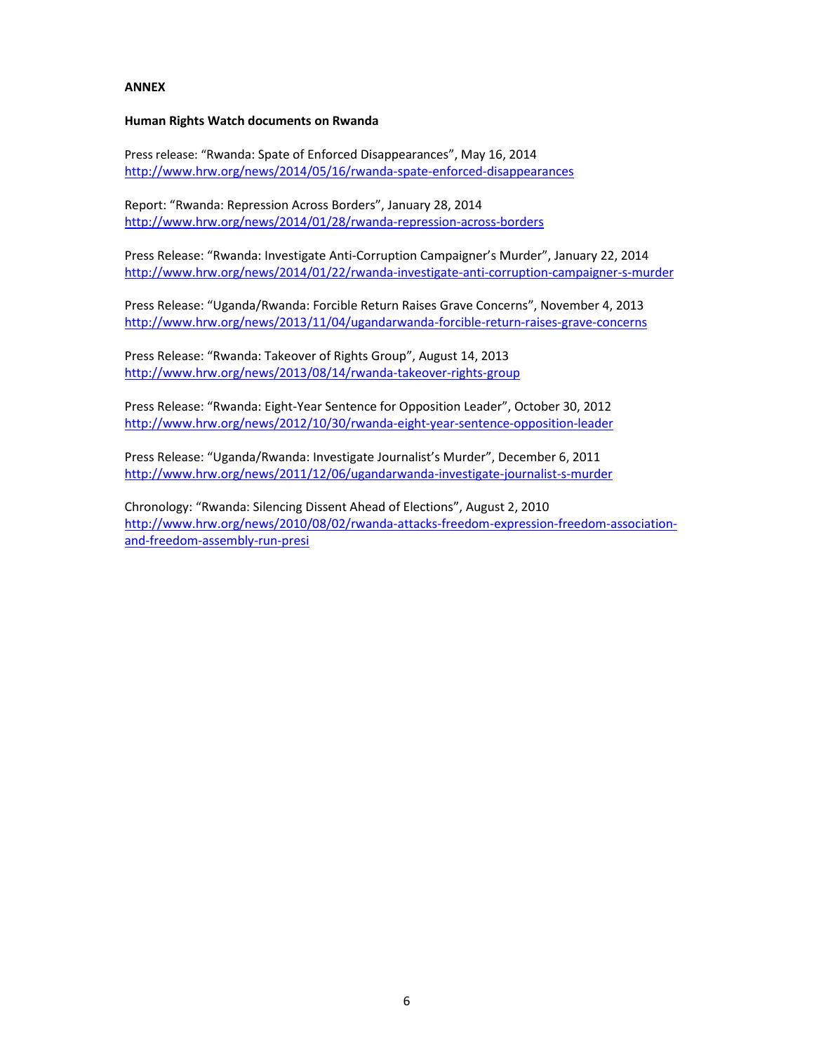**ANNEX**

**Human Rights Watch documents on Rwanda**

Press release: "Rwanda: Spate of Enforced Disappearances", May 16, 2014
http://www.hrw.org/news/2014/05/16/rwanda-spate-enforced-disappearances

Report: "Rwanda: Repression Across Borders", January 28, 2014
http://www.hrw.org/news/2014/01/28/rwanda-repression-across-borders

Press Release: "Rwanda: Investigate Anti-Corruption Campaigner's Murder", January 22, 2014
http://www.hrw.org/news/2014/01/22/rwanda-investigate-anti-corruption-campaigner-s-murder

Press Release: "Uganda/Rwanda: Forcible Return Raises Grave Concerns", November 4, 2013
http://www.hrw.org/news/2013/11/04/ugandarwanda-forcible-return-raises-grave-concerns

Press Release: "Rwanda: Takeover of Rights Group", August 14, 2013
http://www.hrw.org/news/2013/08/14/rwanda-takeover-rights-group

Press Release: "Rwanda: Eight-Year Sentence for Opposition Leader", October 30, 2012
http://www.hrw.org/news/2012/10/30/rwanda-eight-year-sentence-opposition-leader

Press Release: "Uganda/Rwanda: Investigate Journalist's Murder", December 6, 2011
http://www.hrw.org/news/2011/12/06/ugandarwanda-investigate-journalist-s-murder

Chronology: "Rwanda: Silencing Dissent Ahead of Elections", August 2, 2010
http://www.hrw.org/news/2010/08/02/rwanda-attacks-freedom-expression-freedom-association-and-freedom-assembly-run-presi